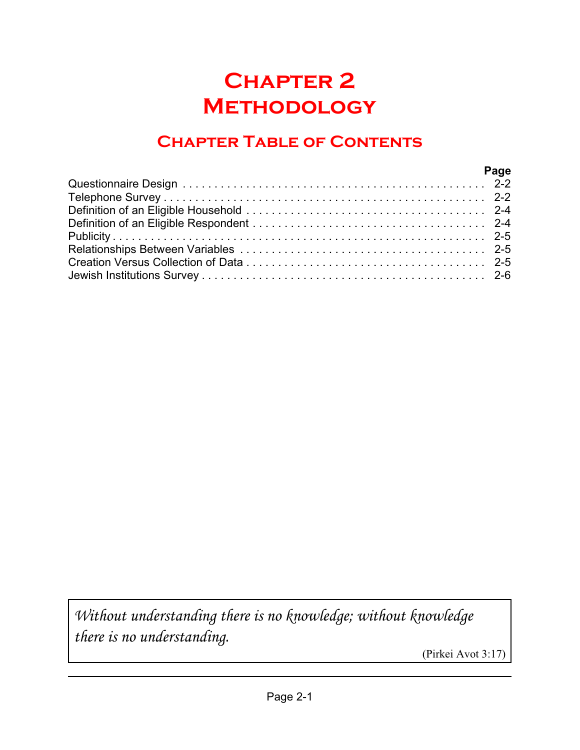# Chapter 2
# Methodology

## Chapter Table of Contents

| | Page |
|---|---|
| Questionnaire Design | 2-2 |
| Telephone Survey | 2-2 |
| Definition of an Eligible Household | 2-4 |
| Definition of an Eligible Respondent | 2-4 |
| Publicity | 2-5 |
| Relationships Between Variables | 2-5 |
| Creation Versus Collection of Data | 2-5 |
| Jewish Institutions Survey | 2-6 |

> *Without understanding there is no knowledge; without knowledge there is no understanding.*
>
> (Pirkei Avot 3:17)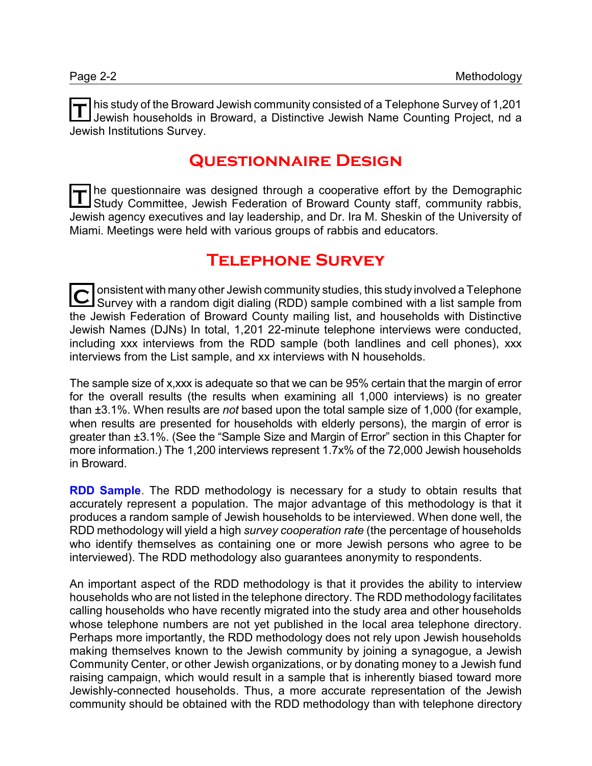This study of the Broward Jewish community consisted of a Telephone Survey of 1,201 Jewish households in Broward, a Distinctive Jewish Name Counting Project, nd a Jewish Institutions Survey.

## Questionnaire Design

The questionnaire was designed through a cooperative effort by the Demographic Study Committee, Jewish Federation of Broward County staff, community rabbis, Jewish agency executives and lay leadership, and Dr. Ira M. Sheskin of the University of Miami. Meetings were held with various groups of rabbis and educators.

## Telephone Survey

Consistent with many other Jewish community studies, this study involved a Telephone Survey with a random digit dialing (RDD) sample combined with a list sample from the Jewish Federation of Broward County mailing list, and households with Distinctive Jewish Names (DJNs) In total, 1,201 22-minute telephone interviews were conducted, including xxx interviews from the RDD sample (both landlines and cell phones), xxx interviews from the List sample, and xx interviews with N households.

The sample size of x,xxx is adequate so that we can be 95% certain that the margin of error for the overall results (the results when examining all 1,000 interviews) is no greater than ±3.1%. When results are *not* based upon the total sample size of 1,000 (for example, when results are presented for households with elderly persons), the margin of error is greater than ±3.1%. (See the "Sample Size and Margin of Error" section in this Chapter for more information.) The 1,200 interviews represent 1.7x% of the 72,000 Jewish households in Broward.

**RDD Sample**. The RDD methodology is necessary for a study to obtain results that accurately represent a population. The major advantage of this methodology is that it produces a random sample of Jewish households to be interviewed. When done well, the RDD methodology will yield a high *survey cooperation rate* (the percentage of households who identify themselves as containing one or more Jewish persons who agree to be interviewed). The RDD methodology also guarantees anonymity to respondents.

An important aspect of the RDD methodology is that it provides the ability to interview households who are not listed in the telephone directory. The RDD methodology facilitates calling households who have recently migrated into the study area and other households whose telephone numbers are not yet published in the local area telephone directory. Perhaps more importantly, the RDD methodology does not rely upon Jewish households making themselves known to the Jewish community by joining a synagogue, a Jewish Community Center, or other Jewish organizations, or by donating money to a Jewish fund raising campaign, which would result in a sample that is inherently biased toward more Jewishly-connected households. Thus, a more accurate representation of the Jewish community should be obtained with the RDD methodology than with telephone directory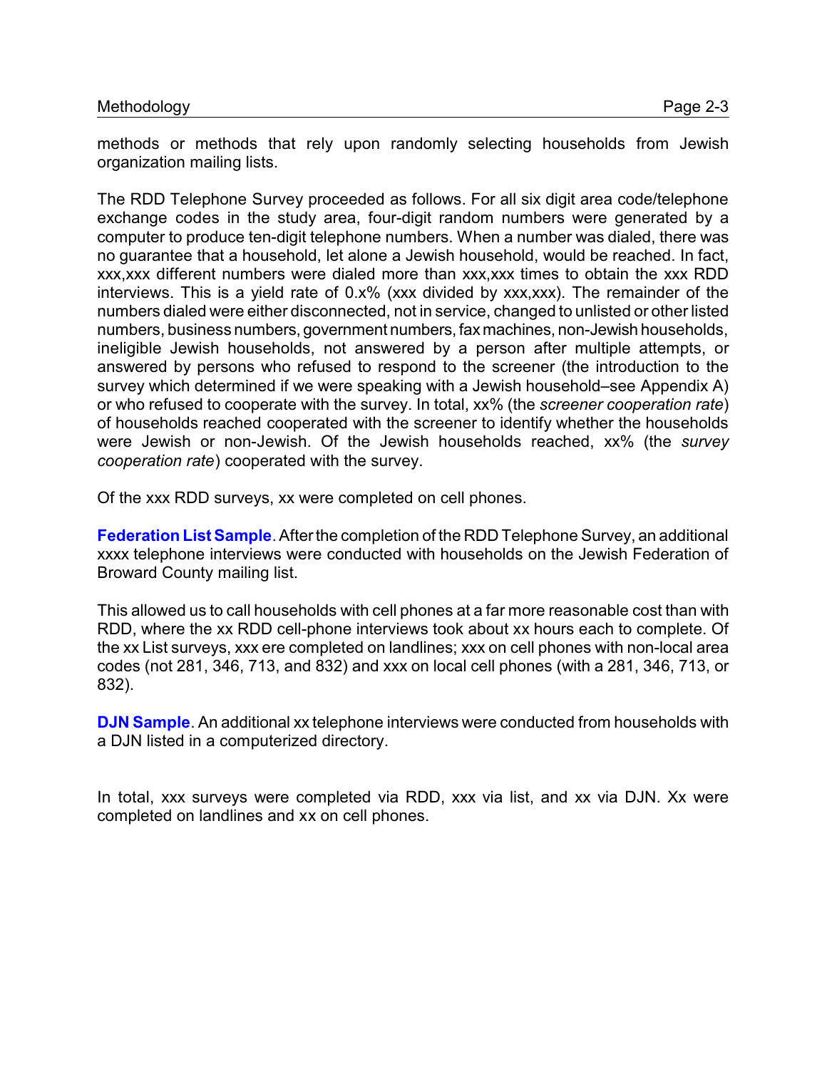methods or methods that rely upon randomly selecting households from Jewish organization mailing lists.

The RDD Telephone Survey proceeded as follows. For all six digit area code/telephone exchange codes in the study area, four-digit random numbers were generated by a computer to produce ten-digit telephone numbers. When a number was dialed, there was no guarantee that a household, let alone a Jewish household, would be reached. In fact, xxx,xxx different numbers were dialed more than xxx,xxx times to obtain the xxx RDD interviews. This is a yield rate of 0.x% (xxx divided by xxx,xxx). The remainder of the numbers dialed were either disconnected, not in service, changed to unlisted or other listed numbers, business numbers, government numbers, fax machines, non-Jewish households, ineligible Jewish households, not answered by a person after multiple attempts, or answered by persons who refused to respond to the screener (the introduction to the survey which determined if we were speaking with a Jewish household–see Appendix A) or who refused to cooperate with the survey. In total, xx% (the *screener cooperation rate*) of households reached cooperated with the screener to identify whether the households were Jewish or non-Jewish. Of the Jewish households reached, xx% (the *survey cooperation rate*) cooperated with the survey.

Of the xxx RDD surveys, xx were completed on cell phones.

**Federation List Sample**. After the completion of the RDD Telephone Survey, an additional xxxx telephone interviews were conducted with households on the Jewish Federation of Broward County mailing list.

This allowed us to call households with cell phones at a far more reasonable cost than with RDD, where the xx RDD cell-phone interviews took about xx hours each to complete. Of the xx List surveys, xxx ere completed on landlines; xxx on cell phones with non-local area codes (not 281, 346, 713, and 832) and xxx on local cell phones (with a 281, 346, 713, or 832).

**DJN Sample**. An additional xx telephone interviews were conducted from households with a DJN listed in a computerized directory.

In total, xxx surveys were completed via RDD, xxx via list, and xx via DJN. Xx were completed on landlines and xx on cell phones.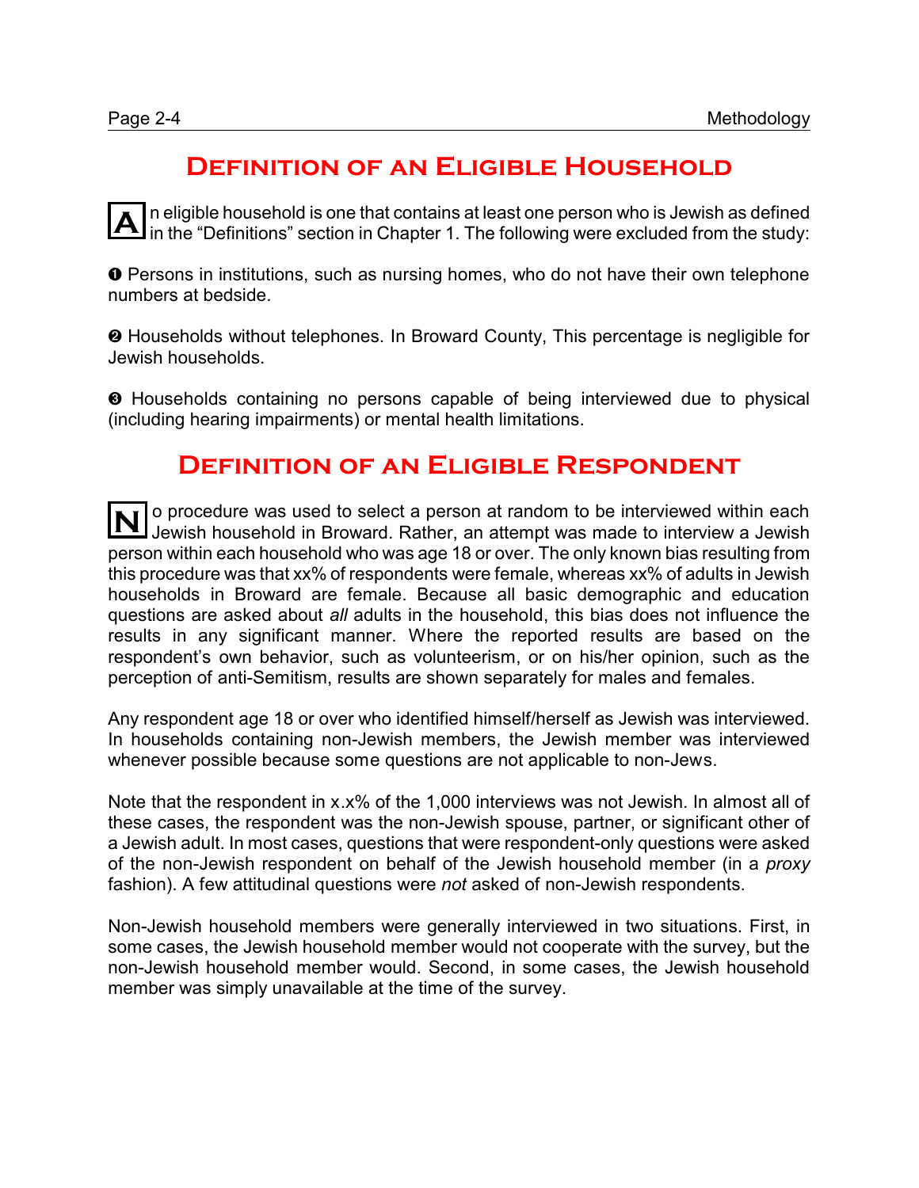## Definition of an Eligible Household

An eligible household is one that contains at least one person who is Jewish as defined in the “Definitions” section in Chapter 1. The following were excluded from the study:

❶ Persons in institutions, such as nursing homes, who do not have their own telephone numbers at bedside.

❷ Households without telephones. In Broward County, This percentage is negligible for Jewish households.

❸ Households containing no persons capable of being interviewed due to physical (including hearing impairments) or mental health limitations.

## Definition of an Eligible Respondent

No procedure was used to select a person at random to be interviewed within each Jewish household in Broward. Rather, an attempt was made to interview a Jewish person within each household who was age 18 or over. The only known bias resulting from this procedure was that xx% of respondents were female, whereas xx% of adults in Jewish households in Broward are female. Because all basic demographic and education questions are asked about *all* adults in the household, this bias does not influence the results in any significant manner. Where the reported results are based on the respondent’s own behavior, such as volunteerism, or on his/her opinion, such as the perception of anti-Semitism, results are shown separately for males and females.

Any respondent age 18 or over who identified himself/herself as Jewish was interviewed. In households containing non-Jewish members, the Jewish member was interviewed whenever possible because some questions are not applicable to non-Jews.

Note that the respondent in x.x% of the 1,000 interviews was not Jewish. In almost all of these cases, the respondent was the non-Jewish spouse, partner, or significant other of a Jewish adult. In most cases, questions that were respondent-only questions were asked of the non-Jewish respondent on behalf of the Jewish household member (in a *proxy* fashion). A few attitudinal questions were *not* asked of non-Jewish respondents.

Non-Jewish household members were generally interviewed in two situations. First, in some cases, the Jewish household member would not cooperate with the survey, but the non-Jewish household member would. Second, in some cases, the Jewish household member was simply unavailable at the time of the survey.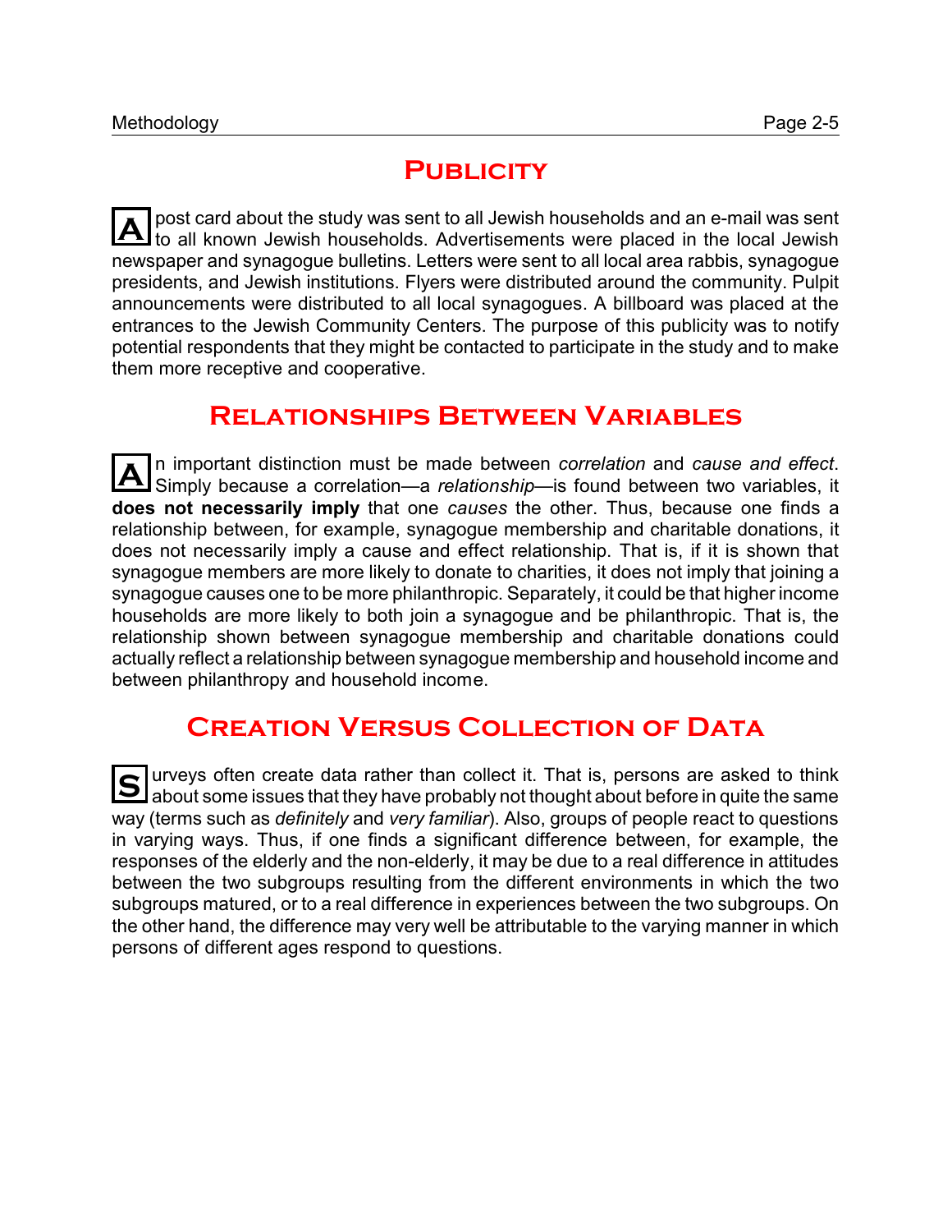## Publicity

A post card about the study was sent to all Jewish households and an e-mail was sent to all known Jewish households. Advertisements were placed in the local Jewish newspaper and synagogue bulletins. Letters were sent to all local area rabbis, synagogue presidents, and Jewish institutions. Flyers were distributed around the community. Pulpit announcements were distributed to all local synagogues. A billboard was placed at the entrances to the Jewish Community Centers. The purpose of this publicity was to notify potential respondents that they might be contacted to participate in the study and to make them more receptive and cooperative.

## Relationships Between Variables

An important distinction must be made between *correlation* and *cause and effect*. Simply because a correlation—a *relationship*—is found between two variables, it **does not necessarily imply** that one *causes* the other. Thus, because one finds a relationship between, for example, synagogue membership and charitable donations, it does not necessarily imply a cause and effect relationship. That is, if it is shown that synagogue members are more likely to donate to charities, it does not imply that joining a synagogue causes one to be more philanthropic. Separately, it could be that higher income households are more likely to both join a synagogue and be philanthropic. That is, the relationship shown between synagogue membership and charitable donations could actually reflect a relationship between synagogue membership and household income and between philanthropy and household income.

## Creation Versus Collection of Data

Surveys often create data rather than collect it. That is, persons are asked to think about some issues that they have probably not thought about before in quite the same way (terms such as *definitely* and *very familiar*). Also, groups of people react to questions in varying ways. Thus, if one finds a significant difference between, for example, the responses of the elderly and the non-elderly, it may be due to a real difference in attitudes between the two subgroups resulting from the different environments in which the two subgroups matured, or to a real difference in experiences between the two subgroups. On the other hand, the difference may very well be attributable to the varying manner in which persons of different ages respond to questions.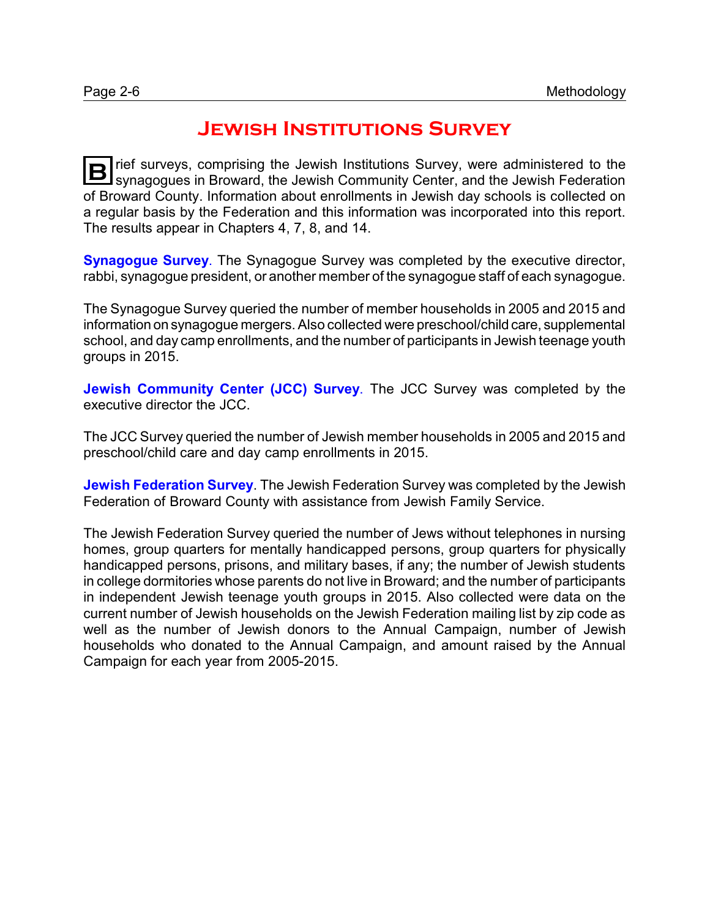# Jewish Institutions Survey

Brief surveys, comprising the Jewish Institutions Survey, were administered to the synagogues in Broward, the Jewish Community Center, and the Jewish Federation of Broward County. Information about enrollments in Jewish day schools is collected on a regular basis by the Federation and this information was incorporated into this report. The results appear in Chapters 4, 7, 8, and 14.

**Synagogue Survey**. The Synagogue Survey was completed by the executive director, rabbi, synagogue president, or another member of the synagogue staff of each synagogue.

The Synagogue Survey queried the number of member households in 2005 and 2015 and information on synagogue mergers. Also collected were preschool/child care, supplemental school, and day camp enrollments, and the number of participants in Jewish teenage youth groups in 2015.

**Jewish Community Center (JCC) Survey**. The JCC Survey was completed by the executive director the JCC.

The JCC Survey queried the number of Jewish member households in 2005 and 2015 and preschool/child care and day camp enrollments in 2015.

**Jewish Federation Survey**. The Jewish Federation Survey was completed by the Jewish Federation of Broward County with assistance from Jewish Family Service.

The Jewish Federation Survey queried the number of Jews without telephones in nursing homes, group quarters for mentally handicapped persons, group quarters for physically handicapped persons, prisons, and military bases, if any; the number of Jewish students in college dormitories whose parents do not live in Broward; and the number of participants in independent Jewish teenage youth groups in 2015. Also collected were data on the current number of Jewish households on the Jewish Federation mailing list by zip code as well as the number of Jewish donors to the Annual Campaign, number of Jewish households who donated to the Annual Campaign, and amount raised by the Annual Campaign for each year from 2005-2015.